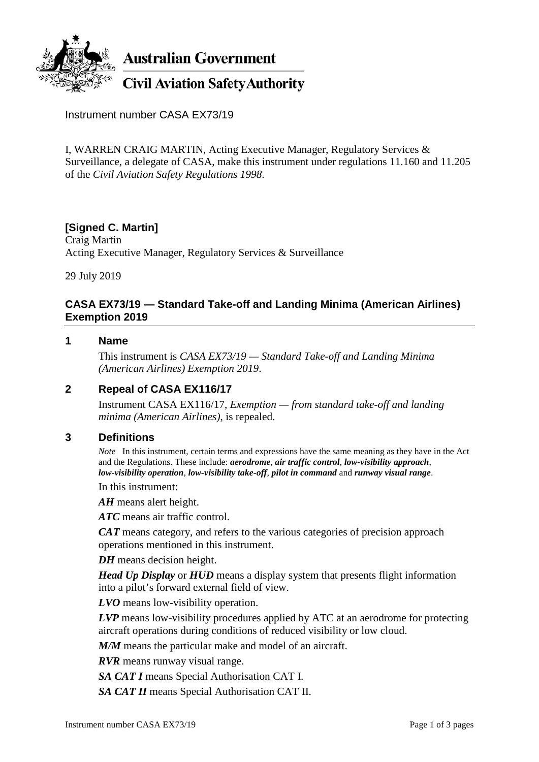**Australian Government**

**Civil Aviation Safety Authority**

Instrument number CASA EX73/19

I, WARREN CRAIG MARTIN, Acting Executive Manager, Regulatory Services & Surveillance, a delegate of CASA, make this instrument under regulations 11.160 and 11.205 of the *Civil Aviation Safety Regulations 1998*.

**[Signed C. Martin]**
Craig Martin
Acting Executive Manager, Regulatory Services & Surveillance

29 July 2019

## CASA EX73/19 — Standard Take-off and Landing Minima (American Airlines) Exemption 2019

### 1 Name

This instrument is *CASA EX73/19 — Standard Take-off and Landing Minima (American Airlines) Exemption 2019*.

### 2 Repeal of CASA EX116/17

Instrument CASA EX116/17, *Exemption — from standard take-off and landing minima (American Airlines)*, is repealed.

### 3 Definitions

*Note* In this instrument, certain terms and expressions have the same meaning as they have in the Act and the Regulations. These include: ***aerodrome***, ***air traffic control***, ***low-visibility approach***, ***low-visibility operation***, ***low-visibility take-off***, ***pilot in command*** and ***runway visual range***.

In this instrument:

***AH*** means alert height.

***ATC*** means air traffic control.

***CAT*** means category, and refers to the various categories of precision approach operations mentioned in this instrument.

***DH*** means decision height.

***Head Up Display*** or ***HUD*** means a display system that presents flight information into a pilot's forward external field of view.

***LVO*** means low-visibility operation.

***LVP*** means low-visibility procedures applied by ATC at an aerodrome for protecting aircraft operations during conditions of reduced visibility or low cloud.

***M/M*** means the particular make and model of an aircraft.

***RVR*** means runway visual range.

***SA CAT I*** means Special Authorisation CAT I.

***SA CAT II*** means Special Authorisation CAT II.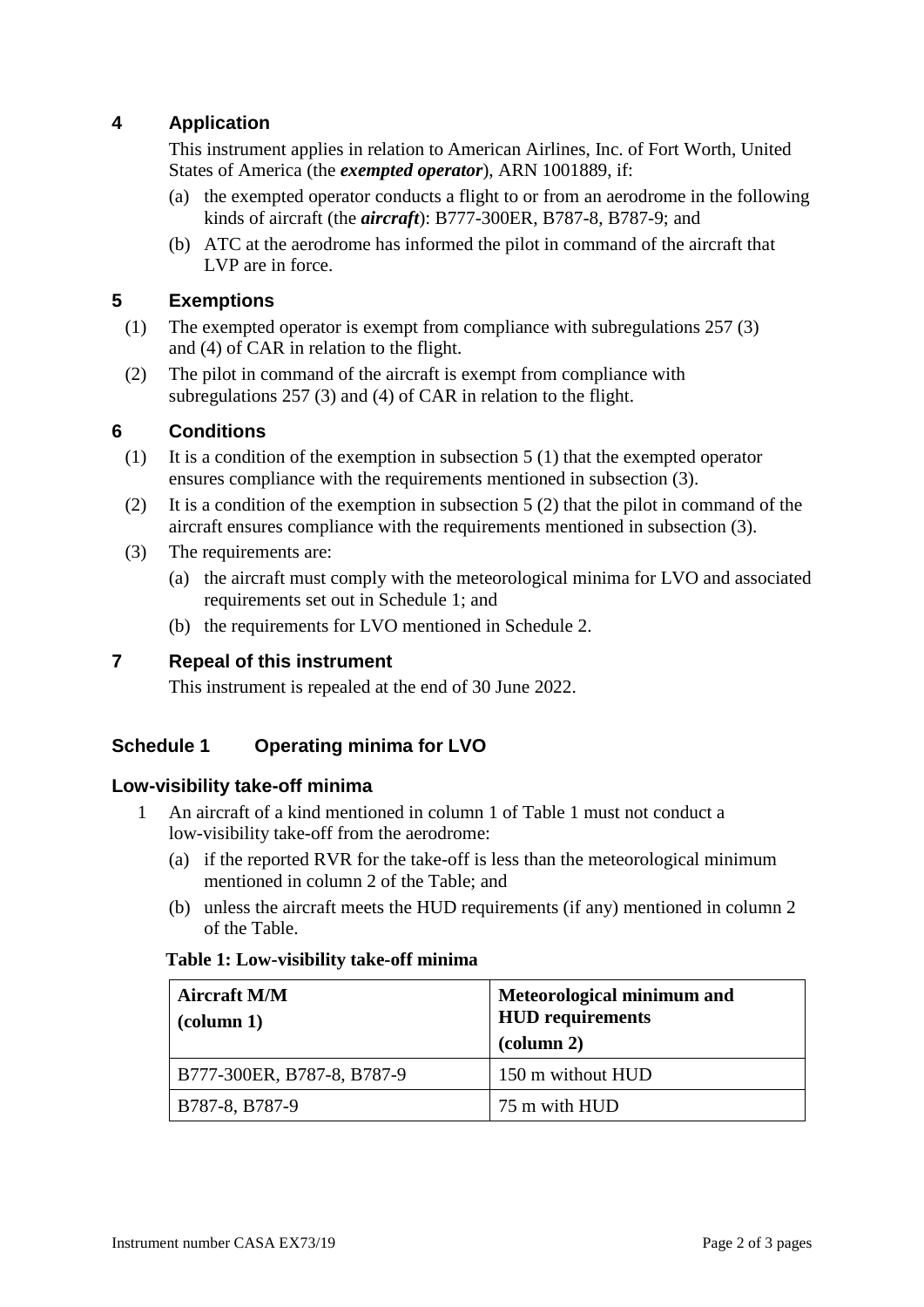## 4 Application

This instrument applies in relation to American Airlines, Inc. of Fort Worth, United States of America (the ***exempted operator***), ARN 1001889, if:

(a) the exempted operator conducts a flight to or from an aerodrome in the following kinds of aircraft (the ***aircraft***): B777-300ER, B787-8, B787-9; and

(b) ATC at the aerodrome has informed the pilot in command of the aircraft that LVP are in force.

## 5 Exemptions

(1) The exempted operator is exempt from compliance with subregulations 257 (3) and (4) of CAR in relation to the flight.

(2) The pilot in command of the aircraft is exempt from compliance with subregulations 257 (3) and (4) of CAR in relation to the flight.

## 6 Conditions

(1) It is a condition of the exemption in subsection 5 (1) that the exempted operator ensures compliance with the requirements mentioned in subsection (3).

(2) It is a condition of the exemption in subsection 5 (2) that the pilot in command of the aircraft ensures compliance with the requirements mentioned in subsection (3).

(3) The requirements are:

(a) the aircraft must comply with the meteorological minima for LVO and associated requirements set out in Schedule 1; and

(b) the requirements for LVO mentioned in Schedule 2.

## 7 Repeal of this instrument

This instrument is repealed at the end of 30 June 2022.

## Schedule 1 Operating minima for LVO

### Low-visibility take-off minima

1 An aircraft of a kind mentioned in column 1 of Table 1 must not conduct a low-visibility take-off from the aerodrome:

(a) if the reported RVR for the take-off is less than the meteorological minimum mentioned in column 2 of the Table; and

(b) unless the aircraft meets the HUD requirements (if any) mentioned in column 2 of the Table.

**Table 1: Low-visibility take-off minima**

| **Aircraft M/M (column 1)** | **Meteorological minimum and HUD requirements (column 2)** |
|---|---|
| B777-300ER, B787-8, B787-9 | 150 m without HUD |
| B787-8, B787-9 | 75 m with HUD |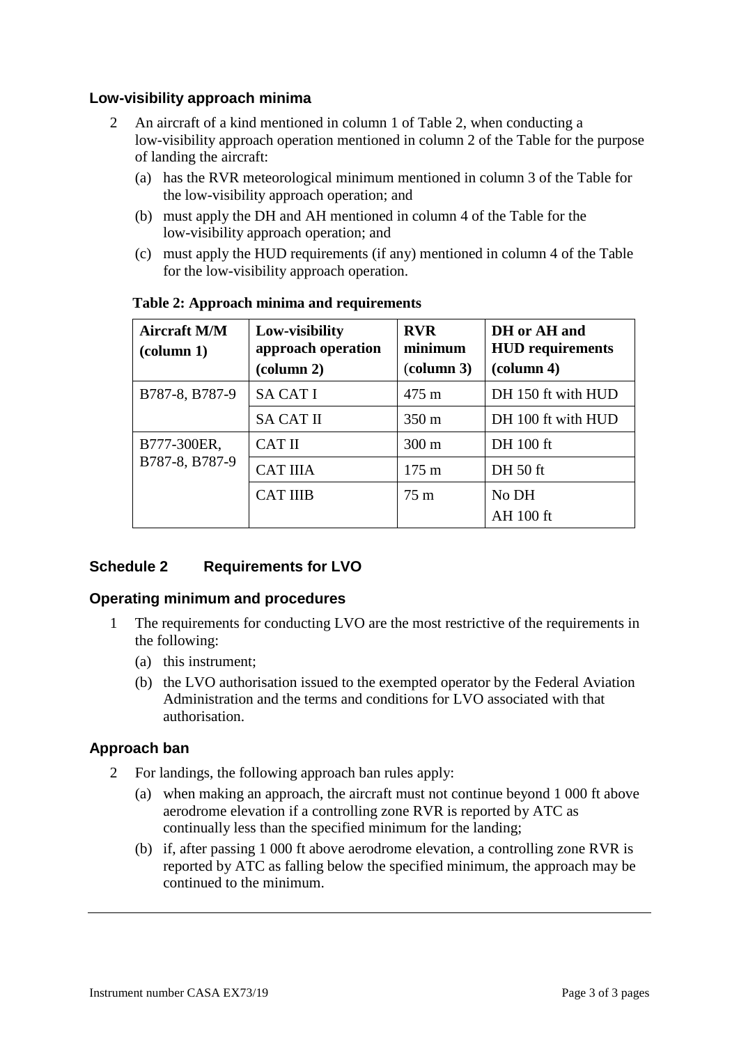### Low-visibility approach minima

2 An aircraft of a kind mentioned in column 1 of Table 2, when conducting a low-visibility approach operation mentioned in column 2 of the Table for the purpose of landing the aircraft:

(a) has the RVR meteorological minimum mentioned in column 3 of the Table for the low-visibility approach operation; and

(b) must apply the DH and AH mentioned in column 4 of the Table for the low-visibility approach operation; and

(c) must apply the HUD requirements (if any) mentioned in column 4 of the Table for the low-visibility approach operation.

**Table 2: Approach minima and requirements**

| **Aircraft M/M (column 1)** | **Low-visibility approach operation (column 2)** | **RVR minimum (column 3)** | **DH or AH and HUD requirements (column 4)** |
|---|---|---|---|
| B787-8, B787-9 | SA CAT I | 475 m | DH 150 ft with HUD |
| | SA CAT II | 350 m | DH 100 ft with HUD |
| B777-300ER, B787-8, B787-9 | CAT II | 300 m | DH 100 ft |
| | CAT IIIA | 175 m | DH 50 ft |
| | CAT IIIB | 75 m | No DH<br>AH 100 ft |

## Schedule 2 Requirements for LVO

### Operating minimum and procedures

1 The requirements for conducting LVO are the most restrictive of the requirements in the following:

(a) this instrument;

(b) the LVO authorisation issued to the exempted operator by the Federal Aviation Administration and the terms and conditions for LVO associated with that authorisation.

### Approach ban

2 For landings, the following approach ban rules apply:

(a) when making an approach, the aircraft must not continue beyond 1 000 ft above aerodrome elevation if a controlling zone RVR is reported by ATC as continually less than the specified minimum for the landing;

(b) if, after passing 1 000 ft above aerodrome elevation, a controlling zone RVR is reported by ATC as falling below the specified minimum, the approach may be continued to the minimum.